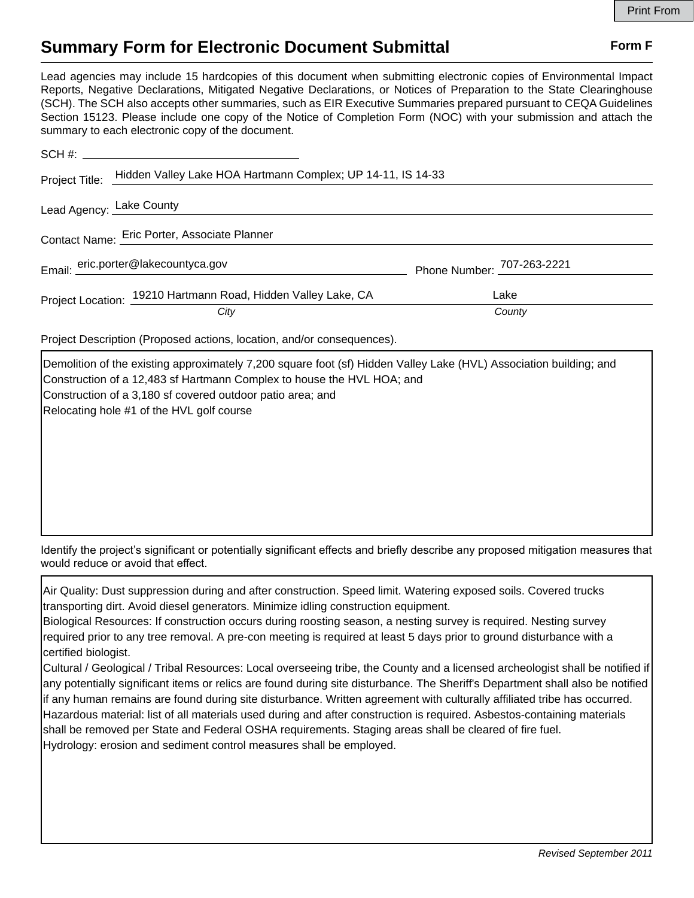# Summary Form for Electronic Document Submittal

**Form F**

Lead agencies may include 15 hardcopies of this document when submitting electronic copies of Environmental Impact Reports, Negative Declarations, Mitigated Negative Declarations, or Notices of Preparation to the State Clearinghouse (SCH). The SCH also accepts other summaries, such as EIR Executive Summaries prepared pursuant to CEQA Guidelines Section 15123. Please include one copy of the Notice of Completion Form (NOC) with your submission and attach the summary to each electronic copy of the document.

SCH #: \_\_\_\_\_\_\_\_\_\_\_\_\_\_\_\_\_\_\_\_

Project Title: Hidden Valley Lake HOA Hartmann Complex; UP 14-11, IS 14-33

Lead Agency: Lake County

Contact Name: Eric Porter, Associate Planner

Email: eric.porter@lakecountyca.gov Phone Number: 707-263-2221

Project Location: 19210 Hartmann Road, Hidden Valley Lake, CA (*City*) Lake (*County*)

Project Description (Proposed actions, location, and/or consequences).

Demolition of the existing approximately 7,200 square foot (sf) Hidden Valley Lake (HVL) Association building; and
Construction of a 12,483 sf Hartmann Complex to house the HVL HOA; and
Construction of a 3,180 sf covered outdoor patio area; and
Relocating hole #1 of the HVL golf course

Identify the project's significant or potentially significant effects and briefly describe any proposed mitigation measures that would reduce or avoid that effect.

Air Quality: Dust suppression during and after construction. Speed limit. Watering exposed soils. Covered trucks transporting dirt. Avoid diesel generators. Minimize idling construction equipment.
Biological Resources: If construction occurs during roosting season, a nesting survey is required. Nesting survey required prior to any tree removal. A pre-con meeting is required at least 5 days prior to ground disturbance with a certified biologist.
Cultural / Geological / Tribal Resources: Local overseeing tribe, the County and a licensed archeologist shall be notified if any potentially significant items or relics are found during site disturbance. The Sheriff's Department shall also be notified if any human remains are found during site disturbance. Written agreement with culturally affiliated tribe has occurred.
Hazardous material: list of all materials used during and after construction is required. Asbestos-containing materials shall be removed per State and Federal OSHA requirements. Staging areas shall be cleared of fire fuel.
Hydrology: erosion and sediment control measures shall be employed.

*Revised September 2011*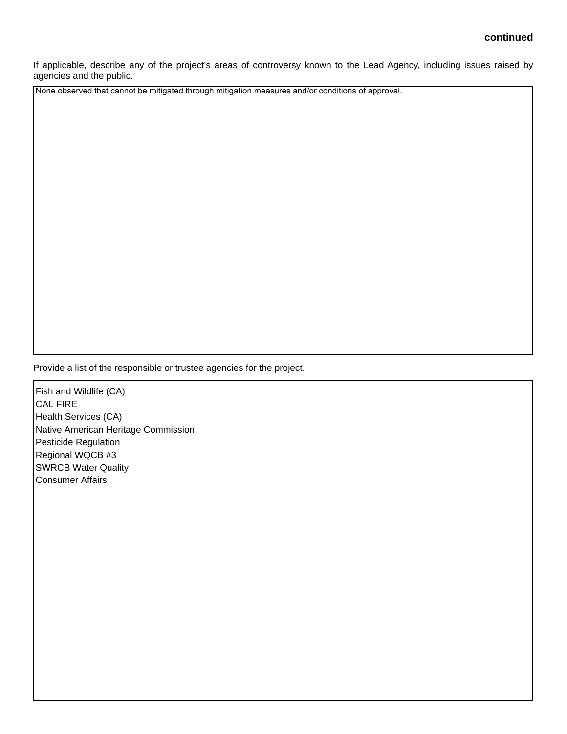If applicable, describe any of the project's areas of controversy known to the Lead Agency, including issues raised by agencies and the public.

None observed that cannot be mitigated through mitigation measures and/or conditions of approval.

Provide a list of the responsible or trustee agencies for the project.

Fish and Wildlife (CA)
CAL FIRE
Health Services (CA)
Native American Heritage Commission
Pesticide Regulation
Regional WQCB #3
SWRCB Water Quality
Consumer Affairs